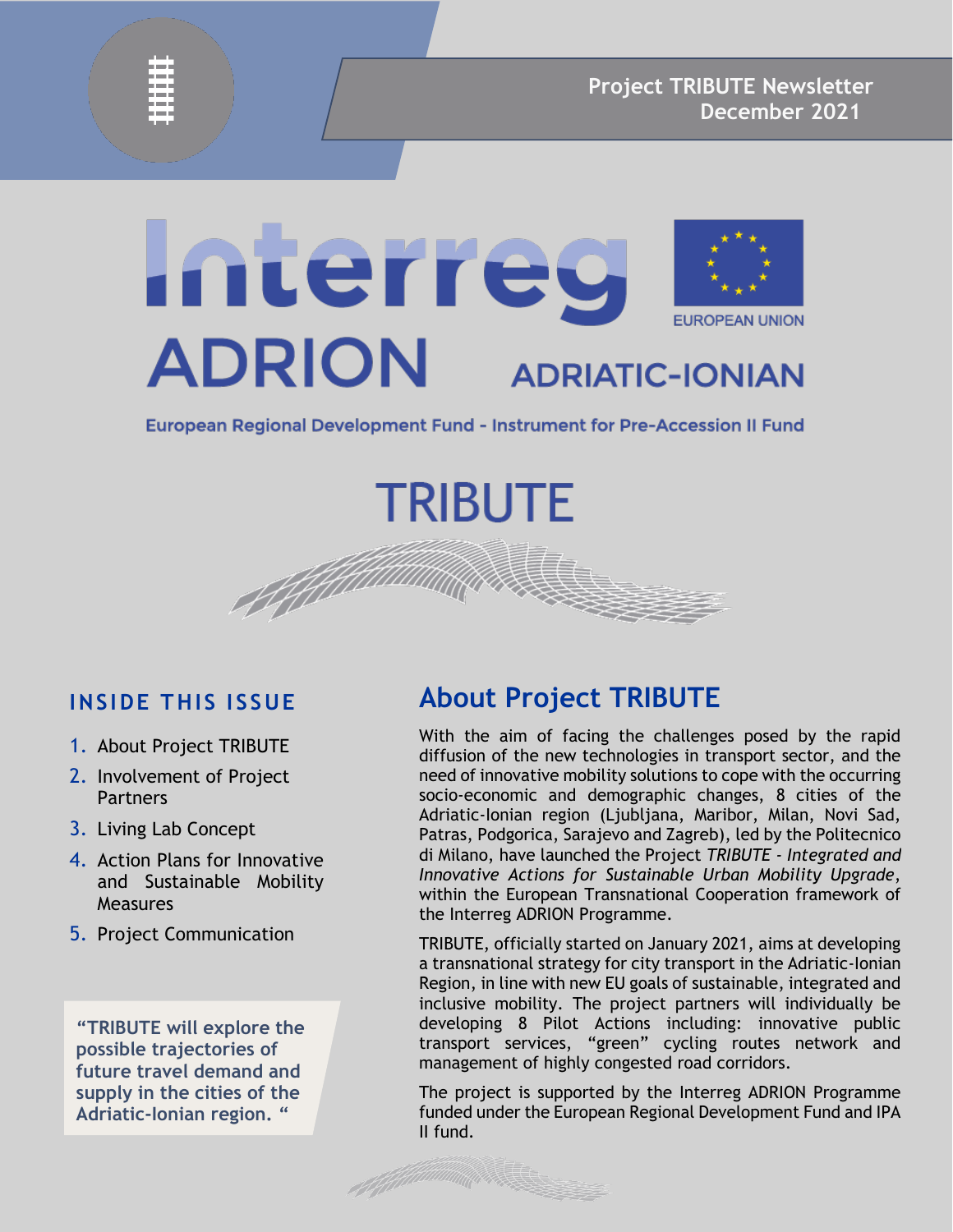Project TRIBUTE Newsletter
December 2021

Interreg ADRION ADRIATIC-IONIAN
EUROPEAN UNION

European Regional Development Fund - Instrument for Pre-Accession II Fund

# TRIBUTE

## INSIDE THIS ISSUE

1. About Project TRIBUTE
2. Involvement of Project Partners
3. Living Lab Concept
4. Action Plans for Innovative and Sustainable Mobility Measures
5. Project Communication

**"TRIBUTE will explore the possible trajectories of future travel demand and supply in the cities of the Adriatic-Ionian region. "**

## About Project TRIBUTE

With the aim of facing the challenges posed by the rapid diffusion of the new technologies in transport sector, and the need of innovative mobility solutions to cope with the occurring socio-economic and demographic changes, 8 cities of the Adriatic-Ionian region (Ljubljana, Maribor, Milan, Novi Sad, Patras, Podgorica, Sarajevo and Zagreb), led by the Politecnico di Milano, have launched the Project *TRIBUTE - Integrated and Innovative Actions for Sustainable Urban Mobility Upgrade*, within the European Transnational Cooperation framework of the Interreg ADRION Programme.

TRIBUTE, officially started on January 2021, aims at developing a transnational strategy for city transport in the Adriatic-Ionian Region, in line with new EU goals of sustainable, integrated and inclusive mobility. The project partners will individually be developing 8 Pilot Actions including: innovative public transport services, "green" cycling routes network and management of highly congested road corridors.

The project is supported by the Interreg ADRION Programme funded under the European Regional Development Fund and IPA II fund.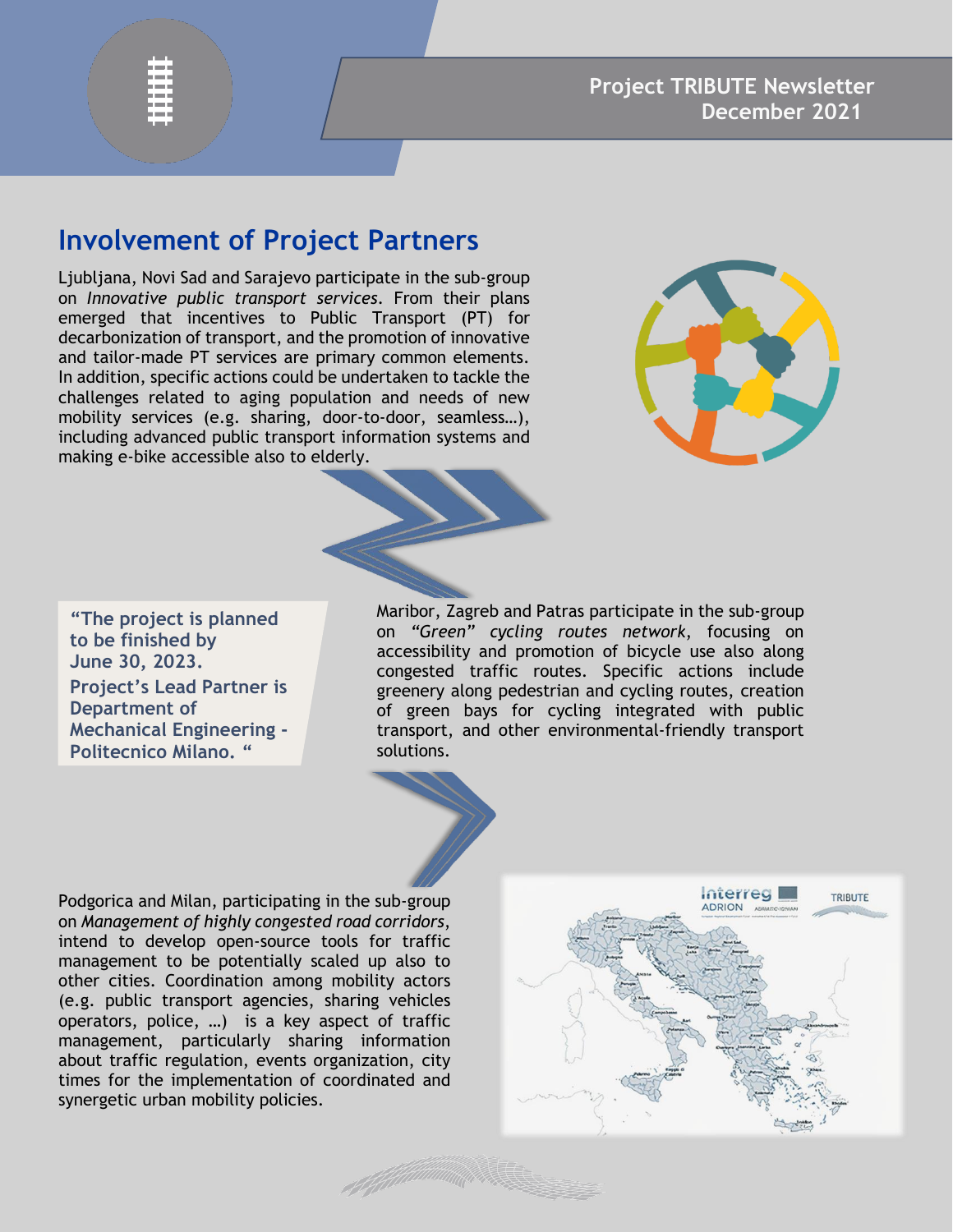## Involvement of Project Partners

Ljubljana, Novi Sad and Sarajevo participate in the sub-group on *Innovative public transport services*. From their plans emerged that incentives to Public Transport (PT) for decarbonization of transport, and the promotion of innovative and tailor-made PT services are primary common elements. In addition, specific actions could be undertaken to tackle the challenges related to aging population and needs of new mobility services (e.g. sharing, door-to-door, seamless…), including advanced public transport information systems and making e-bike accessible also to elderly.

> **"The project is planned to be finished by June 30, 2023.**
> **Project's Lead Partner is Department of Mechanical Engineering - Politecnico Milano. "**

Maribor, Zagreb and Patras participate in the sub-group on *"Green" cycling routes network*, focusing on accessibility and promotion of bicycle use also along congested traffic routes. Specific actions include greenery along pedestrian and cycling routes, creation of green bays for cycling integrated with public transport, and other environmental-friendly transport solutions.

Podgorica and Milan, participating in the sub-group on *Management of highly congested road corridors*, intend to develop open-source tools for traffic management to be potentially scaled up also to other cities. Coordination among mobility actors (e.g. public transport agencies, sharing vehicles operators, police, …) is a key aspect of traffic management, particularly sharing information about traffic regulation, events organization, city times for the implementation of coordinated and synergetic urban mobility policies.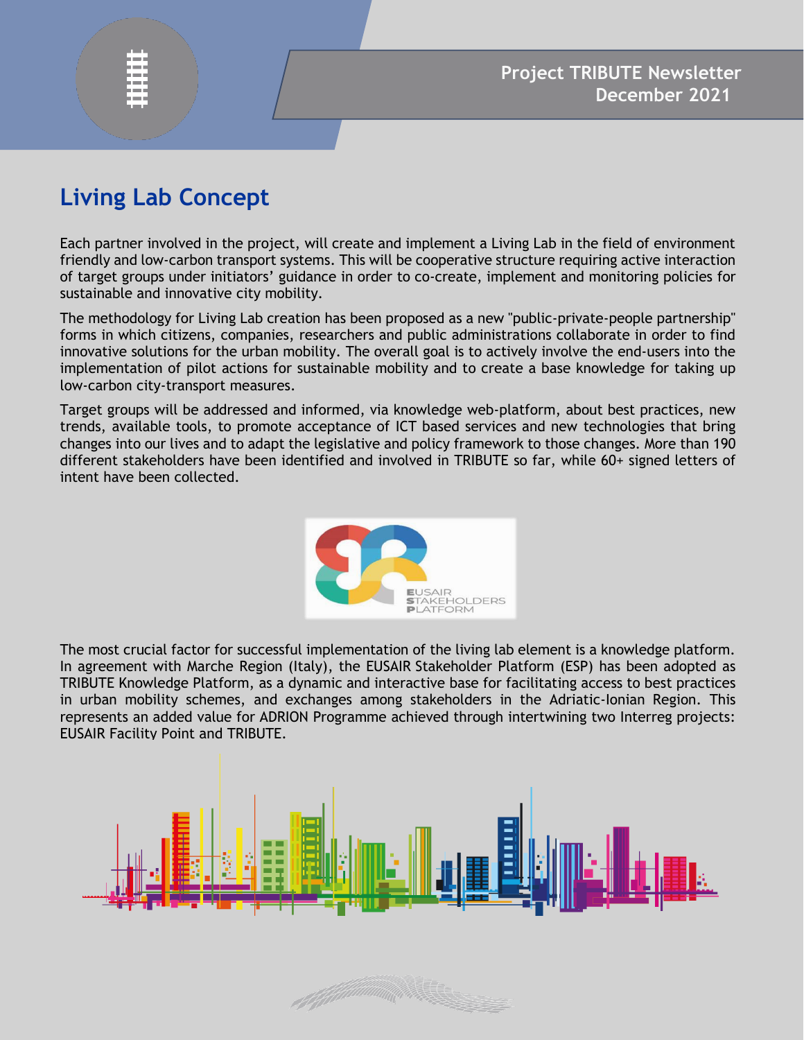## Living Lab Concept

Each partner involved in the project, will create and implement a Living Lab in the field of environment friendly and low-carbon transport systems. This will be cooperative structure requiring active interaction of target groups under initiators' guidance in order to co-create, implement and monitoring policies for sustainable and innovative city mobility.

The methodology for Living Lab creation has been proposed as a new "public-private-people partnership" forms in which citizens, companies, researchers and public administrations collaborate in order to find innovative solutions for the urban mobility. The overall goal is to actively involve the end-users into the implementation of pilot actions for sustainable mobility and to create a base knowledge for taking up low-carbon city-transport measures.

Target groups will be addressed and informed, via knowledge web-platform, about best practices, new trends, available tools, to promote acceptance of ICT based services and new technologies that bring changes into our lives and to adapt the legislative and policy framework to those changes. More than 190 different stakeholders have been identified and involved in TRIBUTE so far, while 60+ signed letters of intent have been collected.

The most crucial factor for successful implementation of the living lab element is a knowledge platform. In agreement with Marche Region (Italy), the EUSAIR Stakeholder Platform (ESP) has been adopted as TRIBUTE Knowledge Platform, as a dynamic and interactive base for facilitating access to best practices in urban mobility schemes, and exchanges among stakeholders in the Adriatic-Ionian Region. This represents an added value for ADRION Programme achieved through intertwining two Interreg projects: EUSAIR Facility Point and TRIBUTE.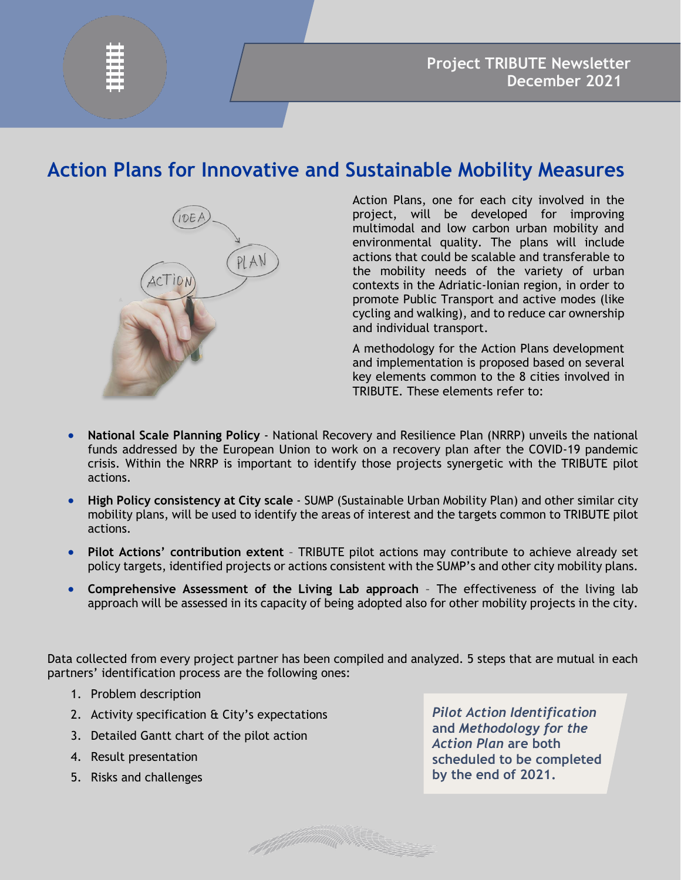# Action Plans for Innovative and Sustainable Mobility Measures

Action Plans, one for each city involved in the project, will be developed for improving multimodal and low carbon urban mobility and environmental quality. The plans will include actions that could be scalable and transferable to the mobility needs of the variety of urban contexts in the Adriatic-Ionian region, in order to promote Public Transport and active modes (like cycling and walking), and to reduce car ownership and individual transport.

A methodology for the Action Plans development and implementation is proposed based on several key elements common to the 8 cities involved in TRIBUTE. These elements refer to:

- **National Scale Planning Policy** - National Recovery and Resilience Plan (NRRP) unveils the national funds addressed by the European Union to work on a recovery plan after the COVID-19 pandemic crisis. Within the NRRP is important to identify those projects synergetic with the TRIBUTE pilot actions.
- **High Policy consistency at City scale** - SUMP (Sustainable Urban Mobility Plan) and other similar city mobility plans, will be used to identify the areas of interest and the targets common to TRIBUTE pilot actions.
- **Pilot Actions' contribution extent** – TRIBUTE pilot actions may contribute to achieve already set policy targets, identified projects or actions consistent with the SUMP's and other city mobility plans.
- **Comprehensive Assessment of the Living Lab approach** – The effectiveness of the living lab approach will be assessed in its capacity of being adopted also for other mobility projects in the city.

Data collected from every project partner has been compiled and analyzed. 5 steps that are mutual in each partners' identification process are the following ones:

1. Problem description
2. Activity specification & City's expectations
3. Detailed Gantt chart of the pilot action
4. Result presentation
5. Risks and challenges

***Pilot Action Identification* and *Methodology for the Action Plan* are both scheduled to be completed by the end of 2021.**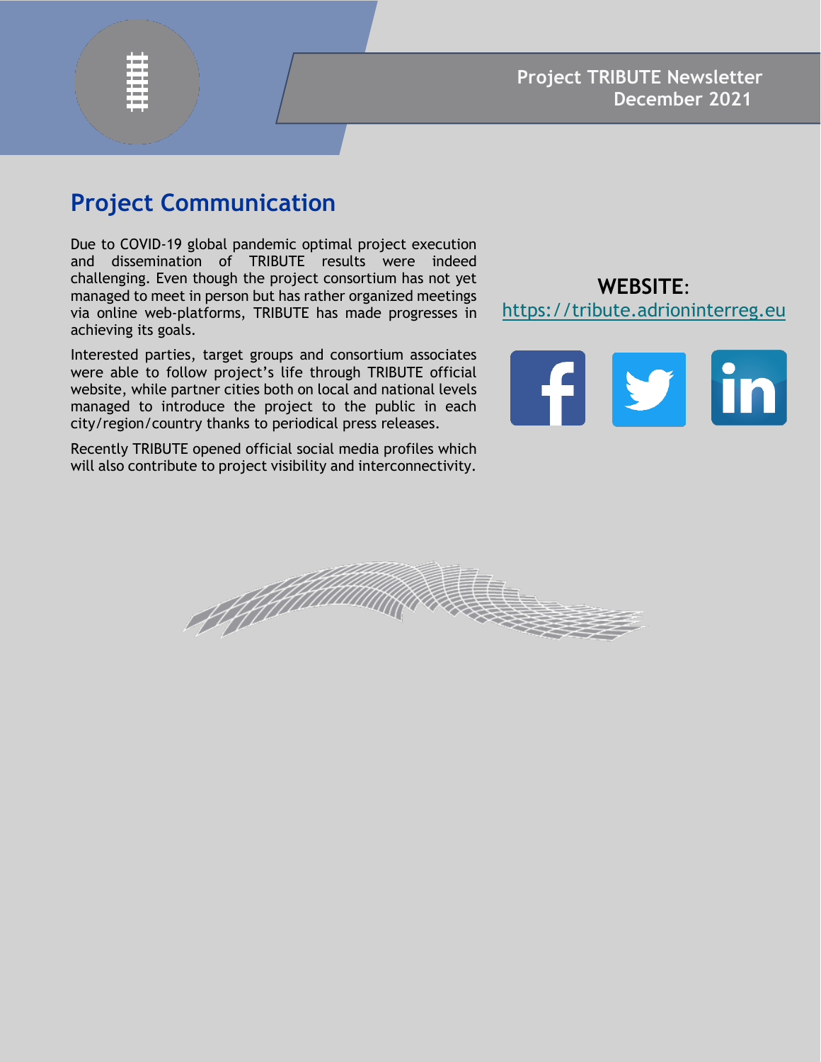## Project Communication

Due to COVID-19 global pandemic optimal project execution and dissemination of TRIBUTE results were indeed challenging. Even though the project consortium has not yet managed to meet in person but has rather organized meetings via online web-platforms, TRIBUTE has made progresses in achieving its goals.

Interested parties, target groups and consortium associates were able to follow project's life through TRIBUTE official website, while partner cities both on local and national levels managed to introduce the project to the public in each city/region/country thanks to periodical press releases.

Recently TRIBUTE opened official social media profiles which will also contribute to project visibility and interconnectivity.

**WEBSITE**: https://tribute.adrioninterreg.eu